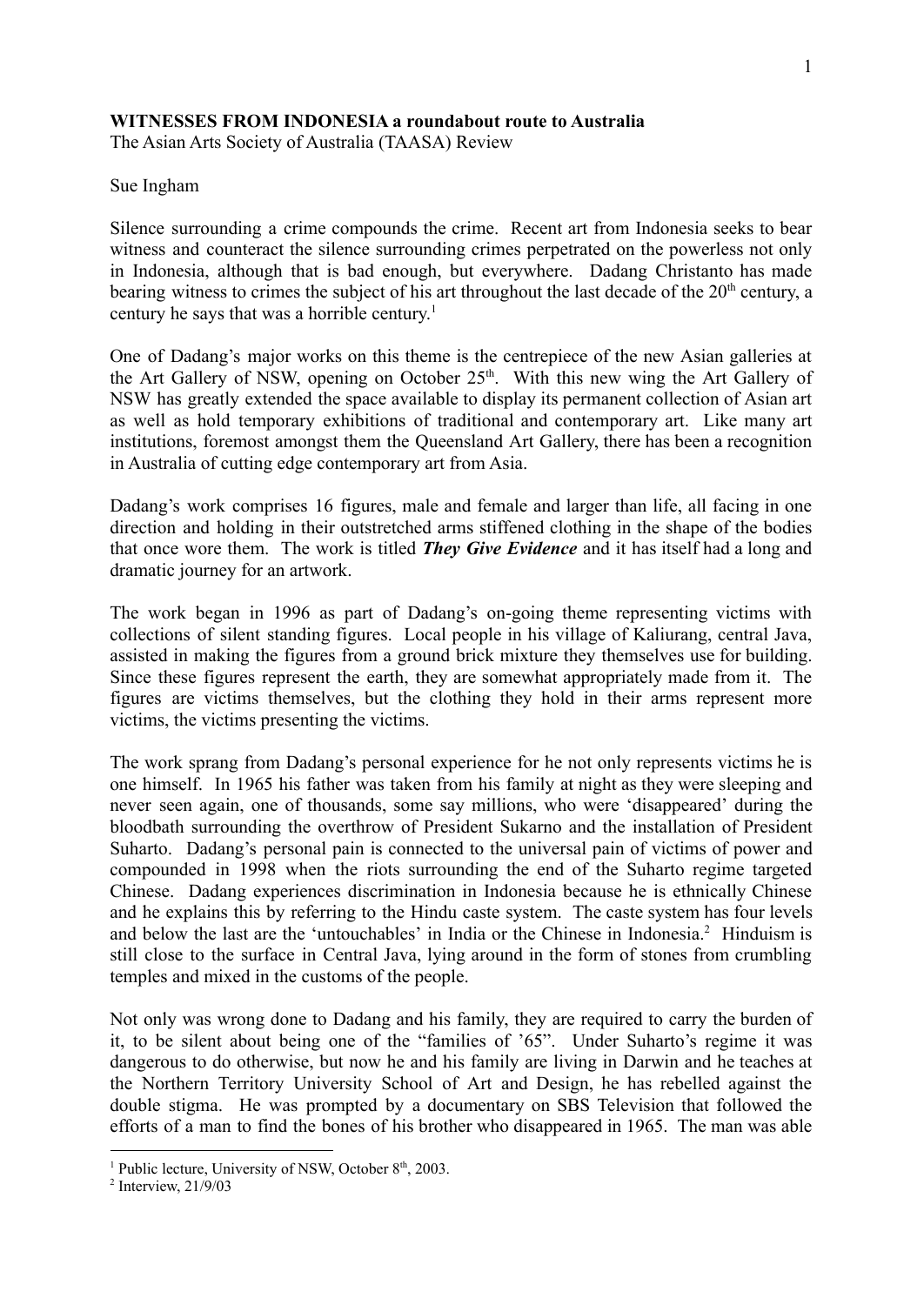**WITNESSES FROM INDONESIA a roundabout route to Australia**
The Asian Arts Society of Australia (TAASA) Review

Sue Ingham

Silence surrounding a crime compounds the crime. Recent art from Indonesia seeks to bear witness and counteract the silence surrounding crimes perpetrated on the powerless not only in Indonesia, although that is bad enough, but everywhere. Dadang Christanto has made bearing witness to crimes the subject of his art throughout the last decade of the 20th century, a century he says that was a horrible century.[1]

One of Dadang's major works on this theme is the centrepiece of the new Asian galleries at the Art Gallery of NSW, opening on October 25th. With this new wing the Art Gallery of NSW has greatly extended the space available to display its permanent collection of Asian art as well as hold temporary exhibitions of traditional and contemporary art. Like many art institutions, foremost amongst them the Queensland Art Gallery, there has been a recognition in Australia of cutting edge contemporary art from Asia.

Dadang's work comprises 16 figures, male and female and larger than life, all facing in one direction and holding in their outstretched arms stiffened clothing in the shape of the bodies that once wore them. The work is titled ***They Give Evidence*** and it has itself had a long and dramatic journey for an artwork.

The work began in 1996 as part of Dadang's on-going theme representing victims with collections of silent standing figures. Local people in his village of Kaliurang, central Java, assisted in making the figures from a ground brick mixture they themselves use for building. Since these figures represent the earth, they are somewhat appropriately made from it. The figures are victims themselves, but the clothing they hold in their arms represent more victims, the victims presenting the victims.

The work sprang from Dadang's personal experience for he not only represents victims he is one himself. In 1965 his father was taken from his family at night as they were sleeping and never seen again, one of thousands, some say millions, who were 'disappeared' during the bloodbath surrounding the overthrow of President Sukarno and the installation of President Suharto. Dadang's personal pain is connected to the universal pain of victims of power and compounded in 1998 when the riots surrounding the end of the Suharto regime targeted Chinese. Dadang experiences discrimination in Indonesia because he is ethnically Chinese and he explains this by referring to the Hindu caste system. The caste system has four levels and below the last are the 'untouchables' in India or the Chinese in Indonesia.[2] Hinduism is still close to the surface in Central Java, lying around in the form of stones from crumbling temples and mixed in the customs of the people.

Not only was wrong done to Dadang and his family, they are required to carry the burden of it, to be silent about being one of the "families of '65". Under Suharto's regime it was dangerous to do otherwise, but now he and his family are living in Darwin and he teaches at the Northern Territory University School of Art and Design, he has rebelled against the double stigma. He was prompted by a documentary on SBS Television that followed the efforts of a man to find the bones of his brother who disappeared in 1965. The man was able

[1] Public lecture, University of NSW, October 8th, 2003.

[2] Interview, 21/9/03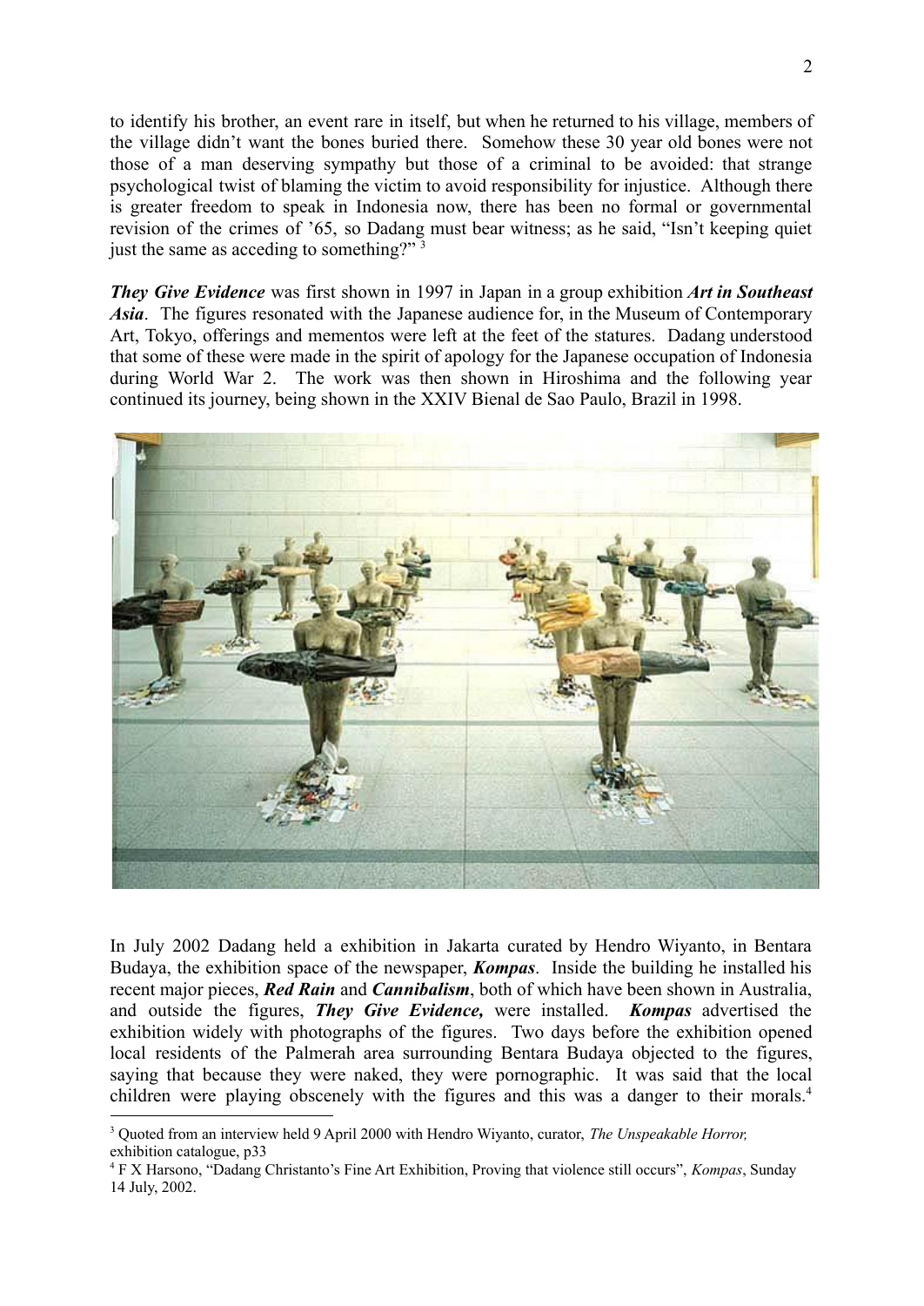to identify his brother, an event rare in itself, but when he returned to his village, members of the village didn't want the bones buried there. Somehow these 30 year old bones were not those of a man deserving sympathy but those of a criminal to be avoided: that strange psychological twist of blaming the victim to avoid responsibility for injustice. Although there is greater freedom to speak in Indonesia now, there has been no formal or governmental revision of the crimes of '65, so Dadang must bear witness; as he said, "Isn't keeping quiet just the same as acceding to something?" [3]

***They Give Evidence*** was first shown in 1997 in Japan in a group exhibition ***Art in Southeast Asia***. The figures resonated with the Japanese audience for, in the Museum of Contemporary Art, Tokyo, offerings and mementos were left at the feet of the statures. Dadang understood that some of these were made in the spirit of apology for the Japanese occupation of Indonesia during World War 2. The work was then shown in Hiroshima and the following year continued its journey, being shown in the XXIV Bienal de Sao Paulo, Brazil in 1998.

In July 2002 Dadang held a exhibition in Jakarta curated by Hendro Wiyanto, in Bentara Budaya, the exhibition space of the newspaper, ***Kompas***. Inside the building he installed his recent major pieces, ***Red Rain*** and ***Cannibalism***, both of which have been shown in Australia, and outside the figures, ***They Give Evidence,*** were installed. ***Kompas*** advertised the exhibition widely with photographs of the figures. Two days before the exhibition opened local residents of the Palmerah area surrounding Bentara Budaya objected to the figures, saying that because they were naked, they were pornographic. It was said that the local children were playing obscenely with the figures and this was a danger to their morals.[4]

[3] Quoted from an interview held 9 April 2000 with Hendro Wiyanto, curator, *The Unspeakable Horror,* exhibition catalogue, p33

[4] F X Harsono, "Dadang Christanto's Fine Art Exhibition, Proving that violence still occurs", *Kompas*, Sunday 14 July, 2002.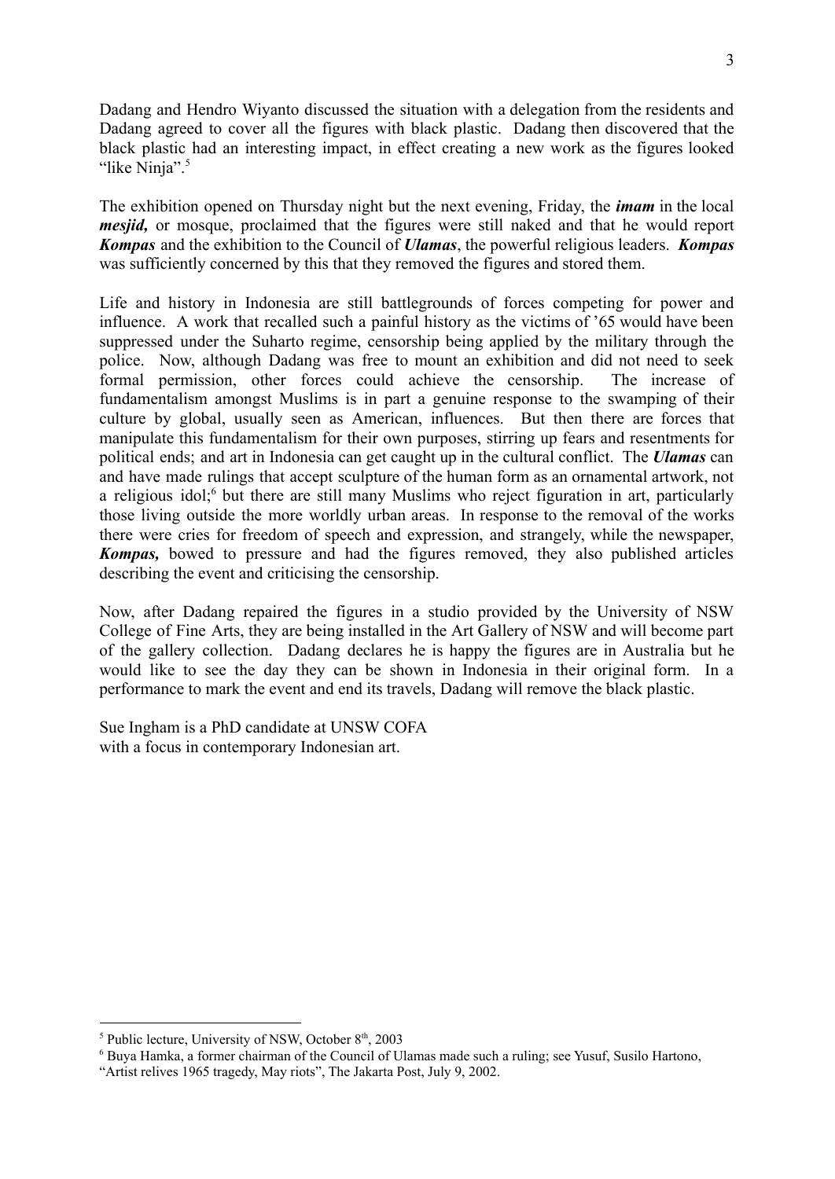Dadang and Hendro Wiyanto discussed the situation with a delegation from the residents and Dadang agreed to cover all the figures with black plastic. Dadang then discovered that the black plastic had an interesting impact, in effect creating a new work as the figures looked "like Ninja".[5]

The exhibition opened on Thursday night but the next evening, Friday, the ***imam*** in the local ***mesjid,*** or mosque, proclaimed that the figures were still naked and that he would report ***Kompas*** and the exhibition to the Council of ***Ulamas***, the powerful religious leaders. ***Kompas*** was sufficiently concerned by this that they removed the figures and stored them.

Life and history in Indonesia are still battlegrounds of forces competing for power and influence. A work that recalled such a painful history as the victims of '65 would have been suppressed under the Suharto regime, censorship being applied by the military through the police. Now, although Dadang was free to mount an exhibition and did not need to seek formal permission, other forces could achieve the censorship. The increase of fundamentalism amongst Muslims is in part a genuine response to the swamping of their culture by global, usually seen as American, influences. But then there are forces that manipulate this fundamentalism for their own purposes, stirring up fears and resentments for political ends; and art in Indonesia can get caught up in the cultural conflict. The ***Ulamas*** can and have made rulings that accept sculpture of the human form as an ornamental artwork, not a religious idol;[6] but there are still many Muslims who reject figuration in art, particularly those living outside the more worldly urban areas. In response to the removal of the works there were cries for freedom of speech and expression, and strangely, while the newspaper, ***Kompas,*** bowed to pressure and had the figures removed, they also published articles describing the event and criticising the censorship.

Now, after Dadang repaired the figures in a studio provided by the University of NSW College of Fine Arts, they are being installed in the Art Gallery of NSW and will become part of the gallery collection. Dadang declares he is happy the figures are in Australia but he would like to see the day they can be shown in Indonesia in their original form. In a performance to mark the event and end its travels, Dadang will remove the black plastic.

Sue Ingham is a PhD candidate at UNSW COFA
with a focus in contemporary Indonesian art.

---

[5] Public lecture, University of NSW, October 8th, 2003

[6] Buya Hamka, a former chairman of the Council of Ulamas made such a ruling; see Yusuf, Susilo Hartono, "Artist relives 1965 tragedy, May riots", The Jakarta Post, July 9, 2002.